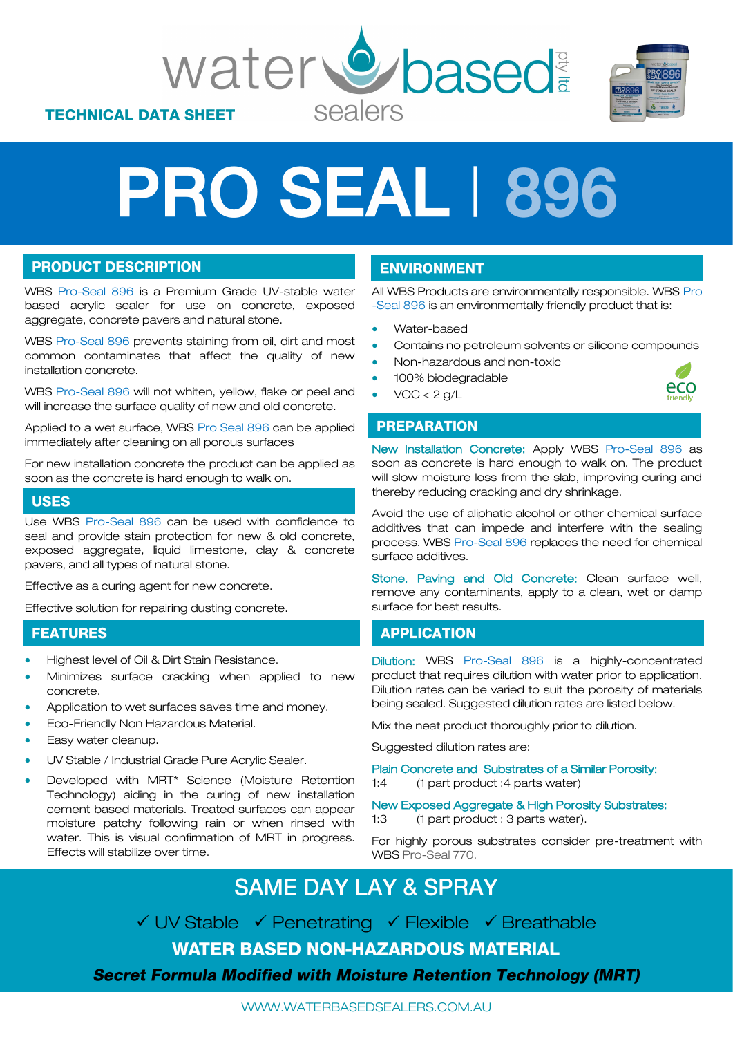water based sealers pty ltd

TECHNICAL DATA SHEET

# PRO SEAL | 896

## PRODUCT DESCRIPTION

WBS Pro-Seal 896 is a Premium Grade UV-stable water based acrylic sealer for use on concrete, exposed aggregate, concrete pavers and natural stone.

WBS Pro-Seal 896 prevents staining from oil, dirt and most common contaminates that affect the quality of new installation concrete.

WBS Pro-Seal 896 will not whiten, yellow, flake or peel and will increase the surface quality of new and old concrete.

Applied to a wet surface, WBS Pro Seal 896 can be applied immediately after cleaning on all porous surfaces

For new installation concrete the product can be applied as soon as the concrete is hard enough to walk on.

## USES

Use WBS Pro-Seal 896 can be used with confidence to seal and provide stain protection for new & old concrete, exposed aggregate, liquid limestone, clay & concrete pavers, and all types of natural stone.

Effective as a curing agent for new concrete.

Effective solution for repairing dusting concrete.

## FEATURES

- Highest level of Oil & Dirt Stain Resistance.
- Minimizes surface cracking when applied to new concrete.
- Application to wet surfaces saves time and money.
- Eco-Friendly Non Hazardous Material.
- Easy water cleanup.
- UV Stable / Industrial Grade Pure Acrylic Sealer.
- Developed with MRT* Science (Moisture Retention Technology) aiding in the curing of new installation cement based materials. Treated surfaces can appear moisture patchy following rain or when rinsed with water. This is visual confirmation of MRT in progress. Effects will stabilize over time.

## ENVIRONMENT

All WBS Products are environmentally responsible. WBS Pro-Seal 896 is an environmentally friendly product that is:

- Water-based
- Contains no petroleum solvents or silicone compounds
- Non-hazardous and non-toxic
- 100% biodegradable
- VOC < 2 g/L

eco friendly

## PREPARATION

New Installation Concrete: Apply WBS Pro-Seal 896 as soon as concrete is hard enough to walk on. The product will slow moisture loss from the slab, improving curing and thereby reducing cracking and dry shrinkage.

Avoid the use of aliphatic alcohol or other chemical surface additives that can impede and interfere with the sealing process. WBS Pro-Seal 896 replaces the need for chemical surface additives.

Stone, Paving and Old Concrete: Clean surface well, remove any contaminants, apply to a clean, wet or damp surface for best results.

## APPLICATION

Dilution: WBS Pro-Seal 896 is a highly-concentrated product that requires dilution with water prior to application. Dilution rates can be varied to suit the porosity of materials being sealed. Suggested dilution rates are listed below.

Mix the neat product thoroughly prior to dilution.

Suggested dilution rates are:

Plain Concrete and Substrates of a Similar Porosity:
1:4 (1 part product :4 parts water)

New Exposed Aggregate & High Porosity Substrates:
1:3 (1 part product : 3 parts water).

For highly porous substrates consider pre-treatment with WBS Pro-Seal 770.

## SAME DAY LAY & SPRAY

✓ UV Stable ✓ Penetrating ✓ Flexible ✓ Breathable

**WATER BASED NON-HAZARDOUS MATERIAL**

***Secret Formula Modified with Moisture Retention Technology (MRT)***

WWW.WATERBASEDSEALERS.COM.AU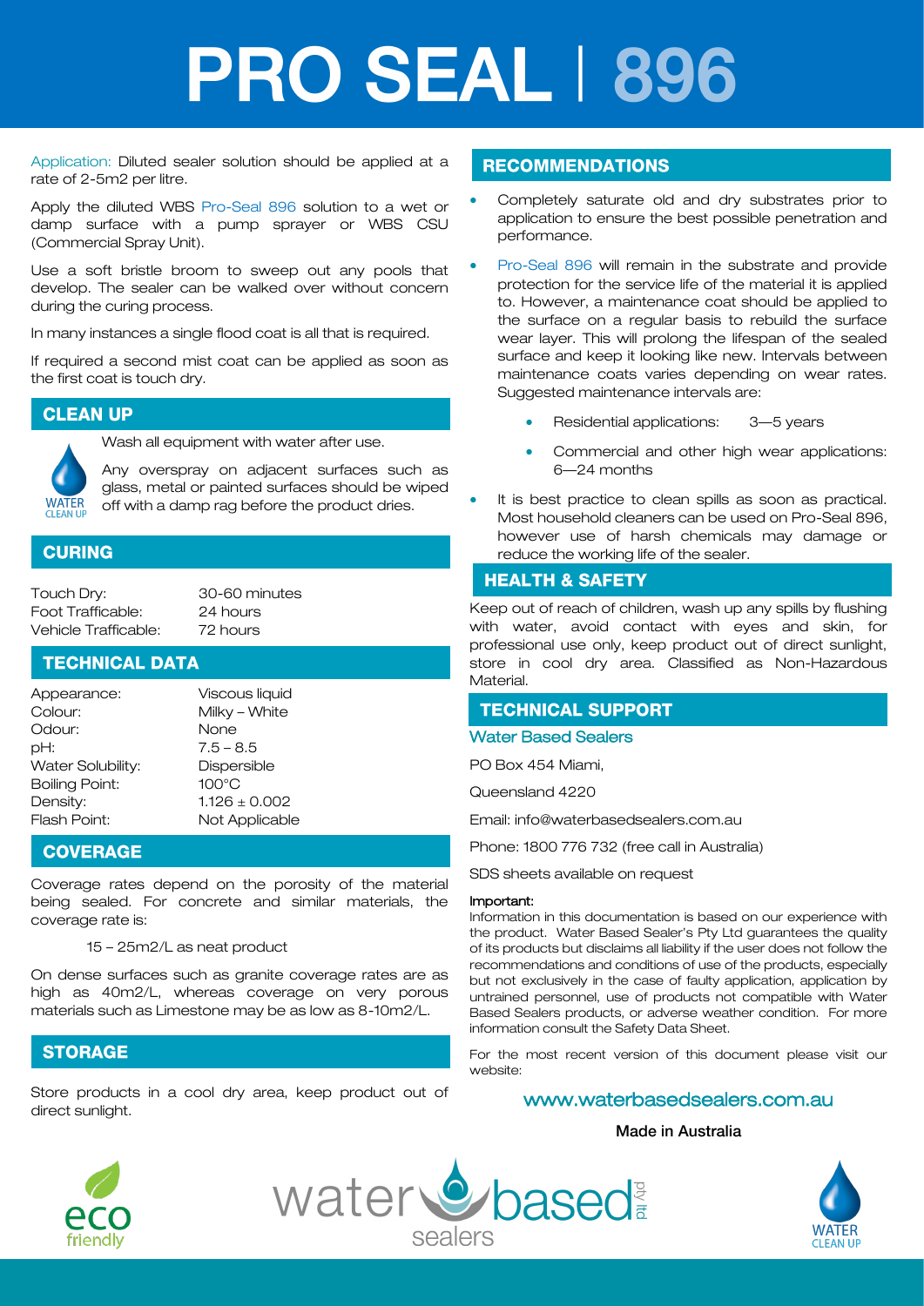# PRO SEAL | 896

Application: Diluted sealer solution should be applied at a rate of 2-5m2 per litre.

Apply the diluted WBS Pro-Seal 896 solution to a wet or damp surface with a pump sprayer or WBS CSU (Commercial Spray Unit).

Use a soft bristle broom to sweep out any pools that develop. The sealer can be walked over without concern during the curing process.

In many instances a single flood coat is all that is required.

If required a second mist coat can be applied as soon as the first coat is touch dry.

## CLEAN UP

Wash all equipment with water after use.

Any overspray on adjacent surfaces such as glass, metal or painted surfaces should be wiped off with a damp rag before the product dries.

## CURING

| | |
|---|---|
| Touch Dry: | 30-60 minutes |
| Foot Trafficable: | 24 hours |
| Vehicle Trafficable: | 72 hours |

## TECHNICAL DATA

| | |
|---|---|
| Appearance: | Viscous liquid |
| Colour: | Milky – White |
| Odour: | None |
| pH: | 7.5 – 8.5 |
| Water Solubility: | Dispersible |
| Boiling Point: | 100°C |
| Density: | 1.126 ± 0.002 |
| Flash Point: | Not Applicable |

## COVERAGE

Coverage rates depend on the porosity of the material being sealed. For concrete and similar materials, the coverage rate is:

15 – 25m2/L as neat product

On dense surfaces such as granite coverage rates are as high as 40m2/L, whereas coverage on very porous materials such as Limestone may be as low as 8-10m2/L.

## STORAGE

Store products in a cool dry area, keep product out of direct sunlight.

## RECOMMENDATIONS

- Completely saturate old and dry substrates prior to application to ensure the best possible penetration and performance.
- Pro-Seal 896 will remain in the substrate and provide protection for the service life of the material it is applied to. However, a maintenance coat should be applied to the surface on a regular basis to rebuild the surface wear layer. This will prolong the lifespan of the sealed surface and keep it looking like new. Intervals between maintenance coats varies depending on wear rates. Suggested maintenance intervals are:
  - Residential applications: 3—5 years
  - Commercial and other high wear applications: 6—24 months
- It is best practice to clean spills as soon as practical. Most household cleaners can be used on Pro-Seal 896, however use of harsh chemicals may damage or reduce the working life of the sealer.

## HEALTH & SAFETY

Keep out of reach of children, wash up any spills by flushing with water, avoid contact with eyes and skin, for professional use only, keep product out of direct sunlight, store in cool dry area. Classified as Non-Hazardous Material.

## TECHNICAL SUPPORT

### Water Based Sealers

PO Box 454 Miami,

Queensland 4220

Email: info@waterbasedsealers.com.au

Phone: 1800 776 732 (free call in Australia)

SDS sheets available on request

**Important:**
Information in this documentation is based on our experience with the product. Water Based Sealer's Pty Ltd guarantees the quality of its products but disclaims all liability if the user does not follow the recommendations and conditions of use of the products, especially but not exclusively in the case of faulty application, application by untrained personnel, use of products not compatible with Water Based Sealers products, or adverse weather condition. For more information consult the Safety Data Sheet.

For the most recent version of this document please visit our website:

www.waterbasedsealers.com.au

**Made in Australia**

eco friendly

water based sealers pty ltd

WATER CLEAN UP